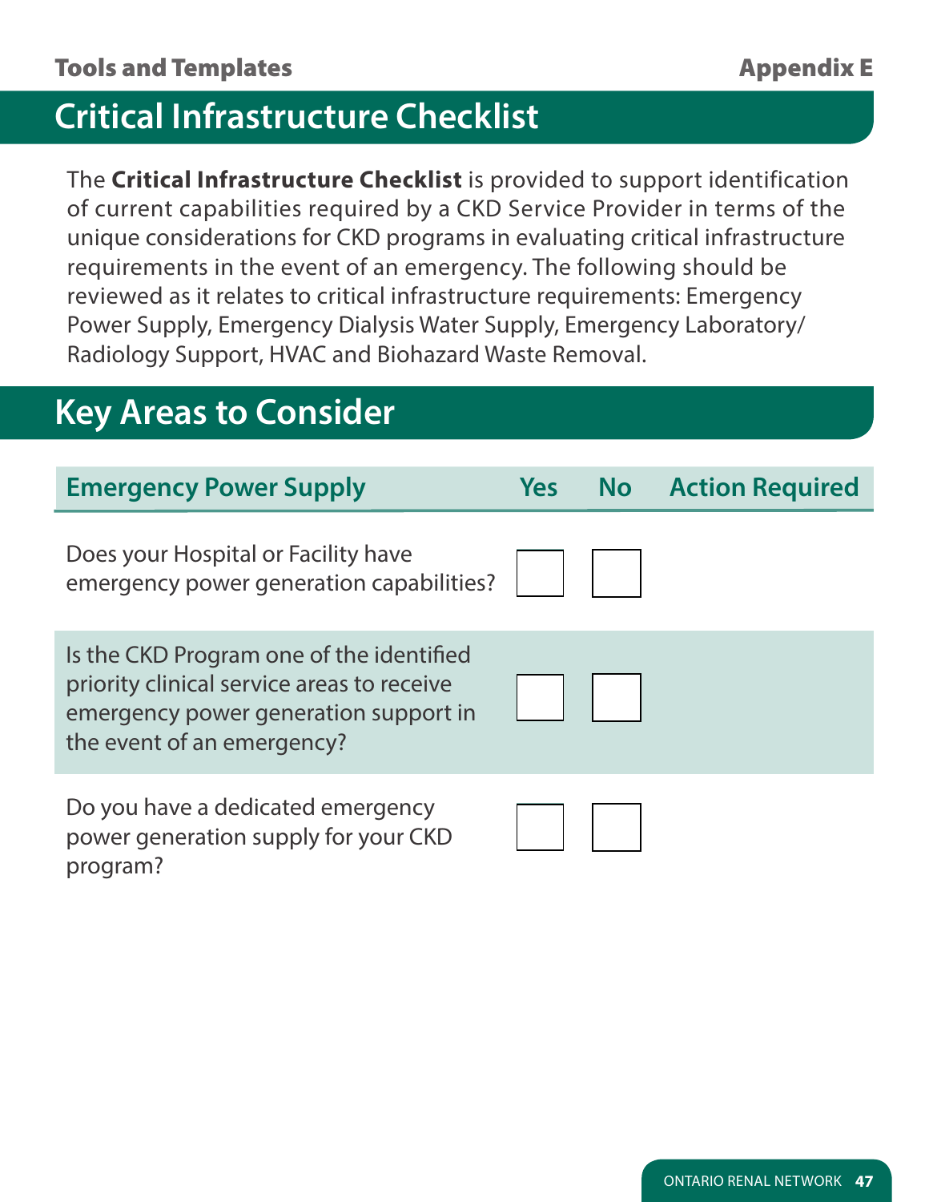# Critical Infrastructure Checklist

The **Critical Infrastructure Checklist** is provided to support identification of current capabilities required by a CKD Service Provider in terms of the unique considerations for CKD programs in evaluating critical infrastructure requirements in the event of an emergency. The following should be reviewed as it relates to critical infrastructure requirements: Emergency Power Supply, Emergency Dialysis Water Supply, Emergency Laboratory/Radiology Support, HVAC and Biohazard Waste Removal.

## Key Areas to Consider

| Emergency Power Supply | Yes | No | Action Required |
| --- | --- | --- | --- |
| Does your Hospital or Facility have emergency power generation capabilities? | ☐ | ☐ | |
| Is the CKD Program one of the identified priority clinical service areas to receive emergency power generation support in the event of an emergency? | ☐ | ☐ | |
| Do you have a dedicated emergency power generation supply for your CKD program? | ☐ | ☐ | |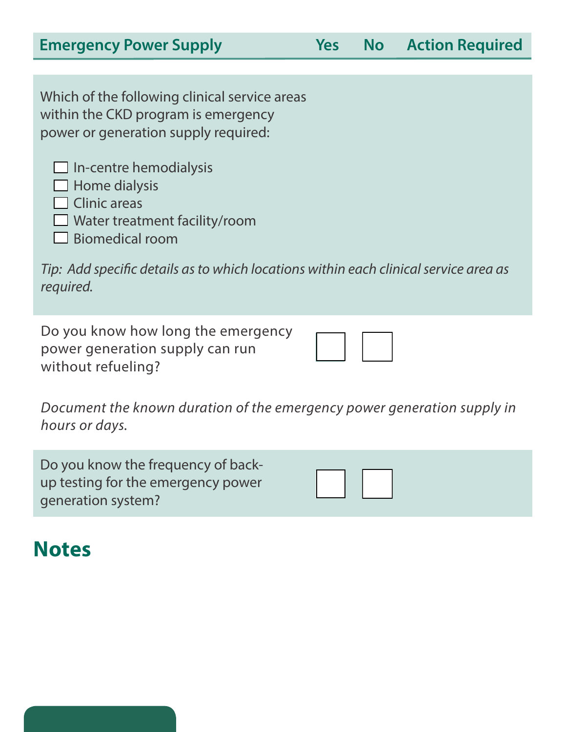| Emergency Power Supply | Yes | No | Action Required |
| --- | --- | --- | --- |
| Which of the following clinical service areas within the CKD program is emergency power or generation supply required:<br><br>☐ In-centre hemodialysis<br>☐ Home dialysis<br>☐ Clinic areas<br>☐ Water treatment facility/room<br>☐ Biomedical room<br><br>*Tip: Add specific details as to which locations within each clinical service area as required.* | | | |
| Do you know how long the emergency power generation supply can run without refueling?<br><br>*Document the known duration of the emergency power generation supply in hours or days.* | ☐ | ☐ | |
| Do you know the frequency of back-up testing for the emergency power generation system? | ☐ | ☐ | |

## Notes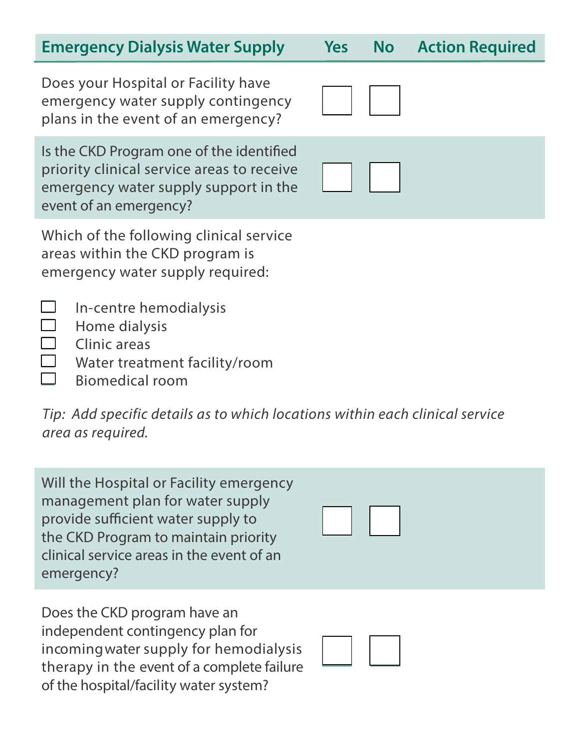| Emergency Dialysis Water Supply | Yes | No | Action Required |
| --- | --- | --- | --- |
| Does your Hospital or Facility have emergency water supply contingency plans in the event of an emergency? | ☐ | ☐ | |
| Is the CKD Program one of the identified priority clinical service areas to receive emergency water supply support in the event of an emergency? | ☐ | ☐ | |

Which of the following clinical service areas within the CKD program is emergency water supply required:

- ☐ In-centre hemodialysis
- ☐ Home dialysis
- ☐ Clinic areas
- ☐ Water treatment facility/room
- ☐ Biomedical room

*Tip: Add specific details as to which locations within each clinical service area as required.*

| | Yes | No | Action Required |
| --- | --- | --- | --- |
| Will the Hospital or Facility emergency management plan for water supply provide sufficient water supply to the CKD Program to maintain priority clinical service areas in the event of an emergency? | ☐ | ☐ | |
| Does the CKD program have an independent contingency plan for incoming water supply for hemodialysis therapy in the event of a complete failure of the hospital/facility water system? | ☐ | ☐ | |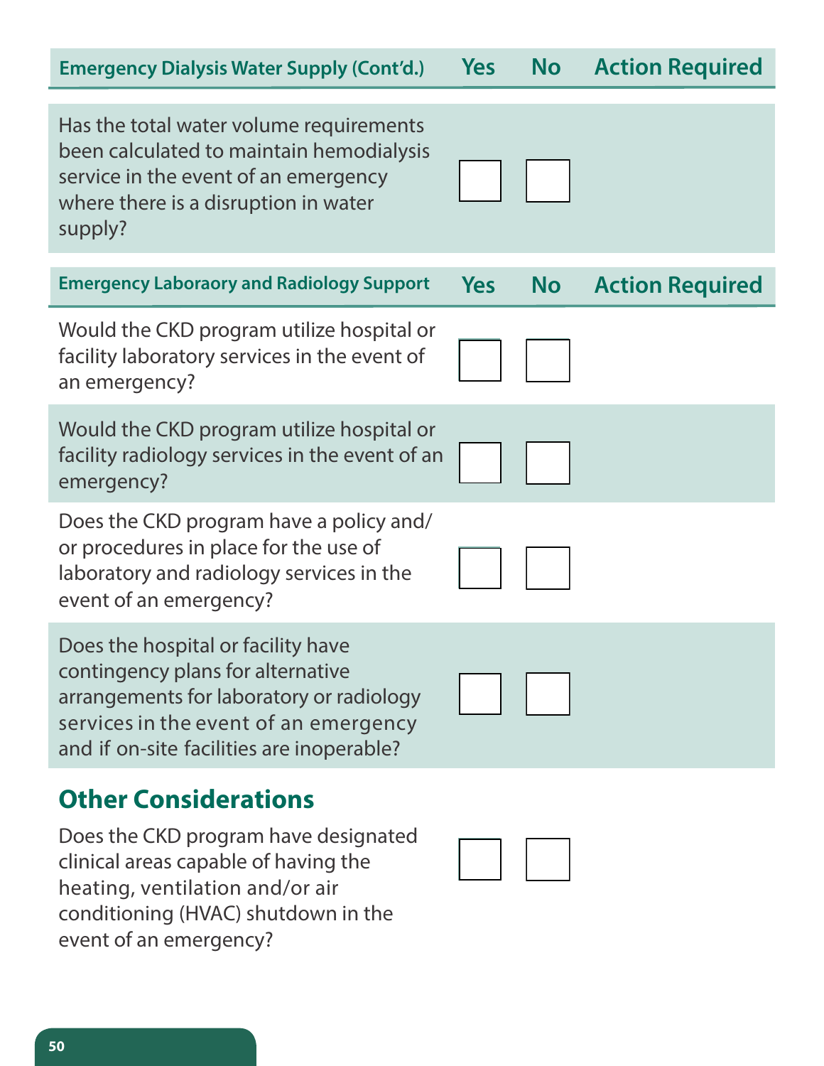| Emergency Dialysis Water Supply (Cont'd.) | Yes | No | Action Required |
| --- | --- | --- | --- |
| Has the total water volume requirements been calculated to maintain hemodialysis service in the event of an emergency where there is a disruption in water supply? | ☐ | ☐ | |

| Emergency Laboraory and Radiology Support | Yes | No | Action Required |
| --- | --- | --- | --- |
| Would the CKD program utilize hospital or facility laboratory services in the event of an emergency? | ☐ | ☐ | |
| Would the CKD program utilize hospital or facility radiology services in the event of an emergency? | ☐ | ☐ | |
| Does the CKD program have a policy and/or procedures in place for the use of laboratory and radiology services in the event of an emergency? | ☐ | ☐ | |
| Does the hospital or facility have contingency plans for alternative arrangements for laboratory or radiology services in the event of an emergency and if on-site facilities are inoperable? | ☐ | ☐ | |

## Other Considerations

| | Yes | No | Action Required |
| --- | --- | --- | --- |
| Does the CKD program have designated clinical areas capable of having the heating, ventilation and/or air conditioning (HVAC) shutdown in the event of an emergency? | ☐ | ☐ | |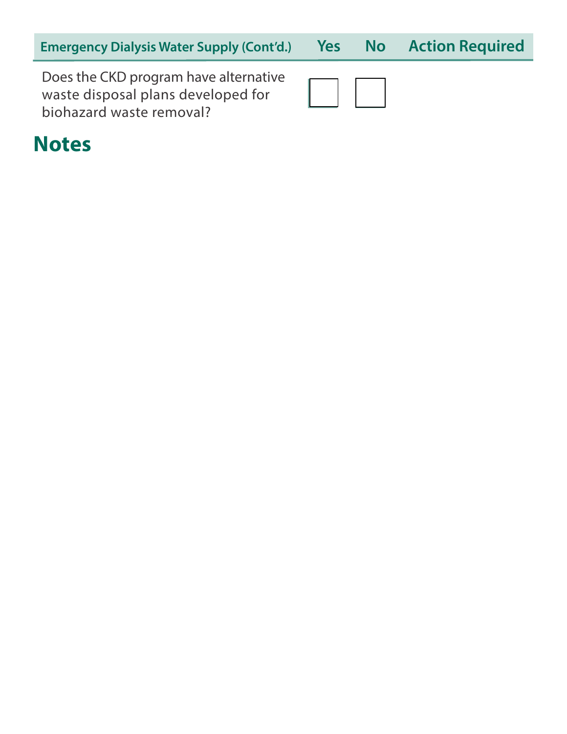| Emergency Dialysis Water Supply (Cont'd.) | Yes | No | Action Required |
|---|---|---|---|
| Does the CKD program have alternative waste disposal plans developed for biohazard waste removal? | ☐ | ☐ | |

## Notes